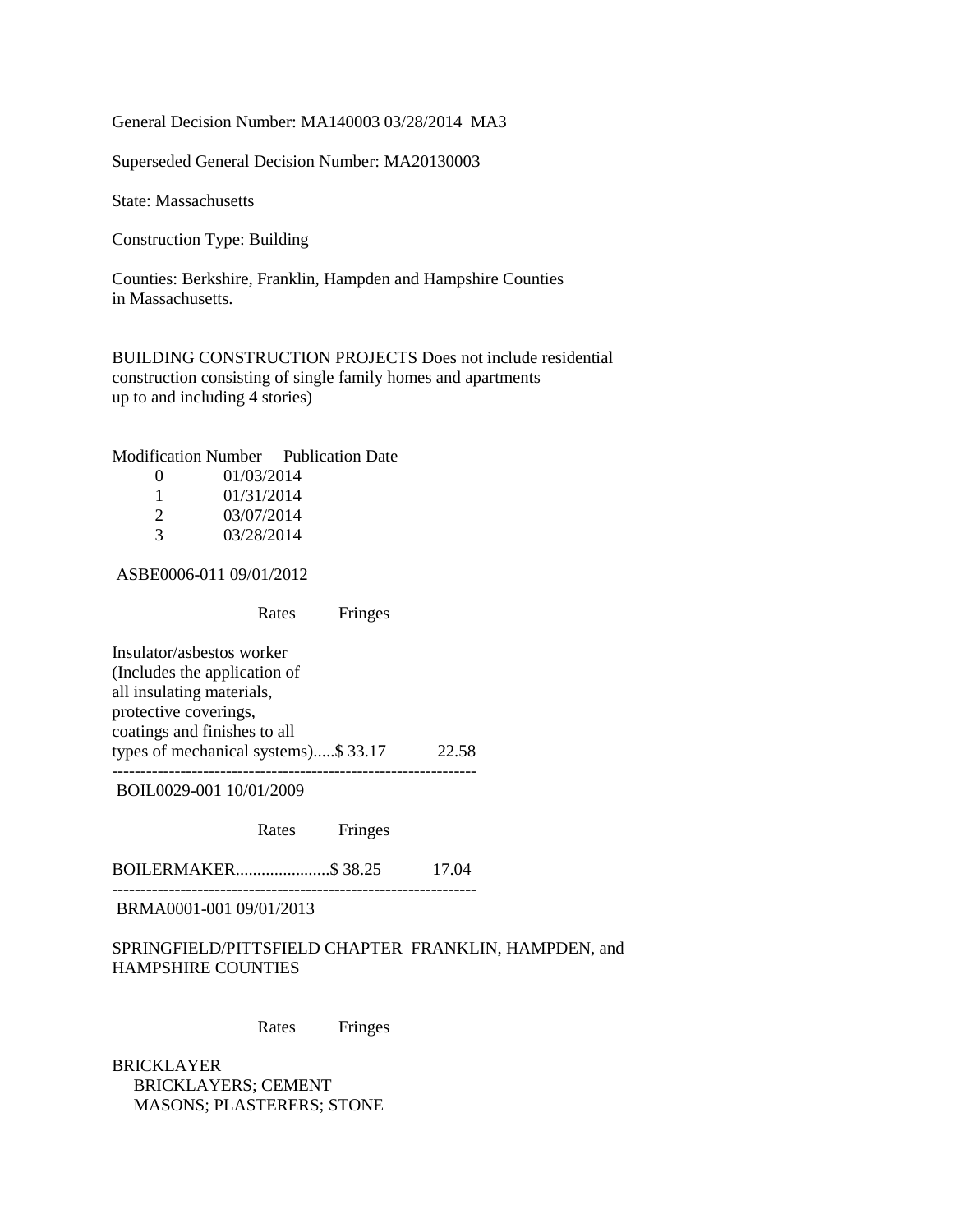General Decision Number: MA140003 03/28/2014 MA3

Superseded General Decision Number: MA20130003

State: Massachusetts

Construction Type: Building

Counties: Berkshire, Franklin, Hampden and Hampshire Counties in Massachusetts.

BUILDING CONSTRUCTION PROJECTS Does not include residential construction consisting of single family homes and apartments up to and including 4 stories)

| Modification Number | Publication Date |
|---|---|
| 0 | 01/03/2014 |
| 1 | 01/31/2014 |
| 2 | 03/07/2014 |
| 3 | 03/28/2014 |

ASBE0006-011 09/01/2012

| | Rates | Fringes |
|---|---|---|
| Insulator/asbestos worker (Includes the application of all insulating materials, protective coverings, coatings and finishes to all types of mechanical systems) | $ 33.17 | 22.58 |

---

BOIL0029-001 10/01/2009

| | Rates | Fringes |
|---|---|---|
| BOILERMAKER | $ 38.25 | 17.04 |

---

BRMA0001-001 09/01/2013

SPRINGFIELD/PITTSFIELD CHAPTER FRANKLIN, HAMPDEN, and HAMPSHIRE COUNTIES

| | Rates | Fringes |
|---|---|---|

BRICKLAYER
BRICKLAYERS; CEMENT MASONS; PLASTERERS; STONE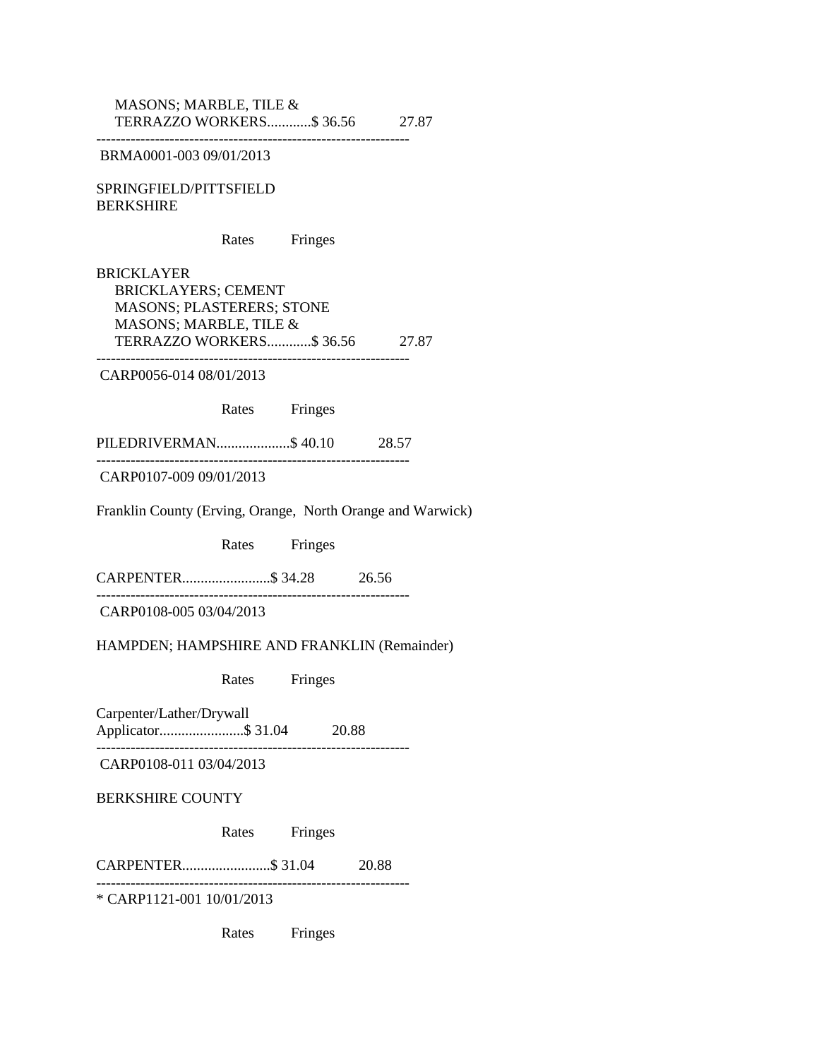MASONS; MARBLE, TILE &
TERRAZZO WORKERS............$ 36.56 27.87

----------------------------------------------------------------

BRMA0001-003 09/01/2013

SPRINGFIELD/PITTSFIELD
BERKSHIRE

| | Rates | Fringes |
|---|---|---|
| BRICKLAYER | | |
| BRICKLAYERS; CEMENT MASONS; PLASTERERS; STONE MASONS; MARBLE, TILE & TERRAZZO WORKERS | $ 36.56 | 27.87 |

----------------------------------------------------------------

CARP0056-014 08/01/2013

| | Rates | Fringes |
|---|---|---|
| PILEDRIVERMAN | $ 40.10 | 28.57 |

----------------------------------------------------------------

CARP0107-009 09/01/2013

Franklin County (Erving, Orange, North Orange and Warwick)

| | Rates | Fringes |
|---|---|---|
| CARPENTER | $ 34.28 | 26.56 |

----------------------------------------------------------------

CARP0108-005 03/04/2013

HAMPDEN; HAMPSHIRE AND FRANKLIN (Remainder)

| | Rates | Fringes |
|---|---|---|
| Carpenter/Lather/Drywall Applicator | $ 31.04 | 20.88 |

----------------------------------------------------------------

CARP0108-011 03/04/2013

BERKSHIRE COUNTY

| | Rates | Fringes |
|---|---|---|
| CARPENTER | $ 31.04 | 20.88 |

----------------------------------------------------------------

* CARP1121-001 10/01/2013

| | Rates | Fringes |
|---|---|---|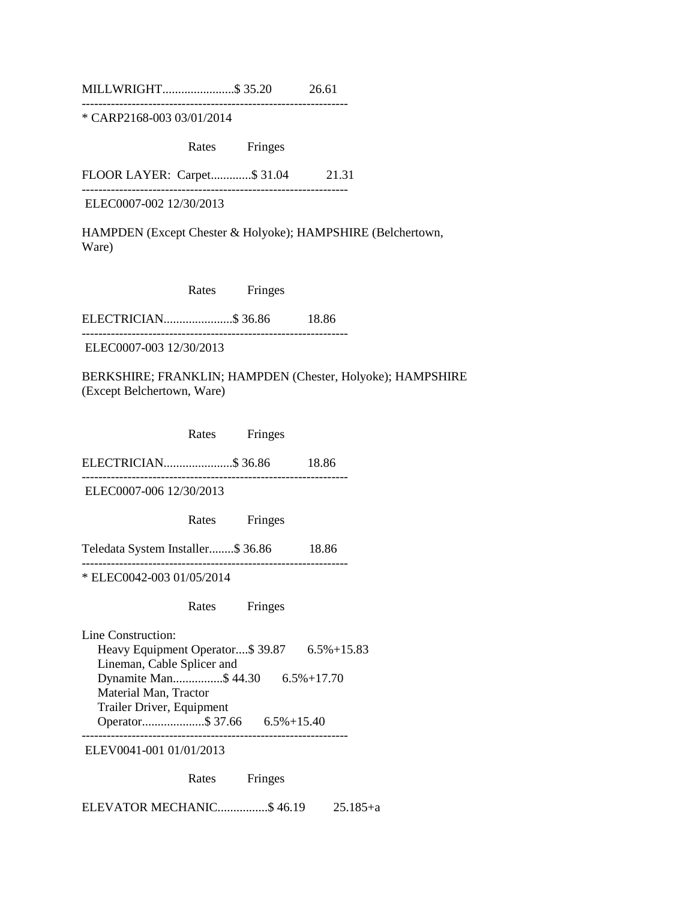MILLWRIGHT.......................$ 35.20 26.61

----------------------------------------------------------------

\* CARP2168-003 03/01/2014

| | Rates | Fringes |
|---|---|---|
| FLOOR LAYER: Carpet............. | $ 31.04 | 21.31 |

----------------------------------------------------------------

ELEC0007-002 12/30/2013

HAMPDEN (Except Chester & Holyoke); HAMPSHIRE (Belchertown, Ware)

| | Rates | Fringes |
|---|---|---|
| ELECTRICIAN...................... | $ 36.86 | 18.86 |

----------------------------------------------------------------

ELEC0007-003 12/30/2013

BERKSHIRE; FRANKLIN; HAMPDEN (Chester, Holyoke); HAMPSHIRE (Except Belchertown, Ware)

| | Rates | Fringes |
|---|---|---|
| ELECTRICIAN...................... | $ 36.86 | 18.86 |

----------------------------------------------------------------

ELEC0007-006 12/30/2013

| | Rates | Fringes |
|---|---|---|
| Teledata System Installer........ | $ 36.86 | 18.86 |

----------------------------------------------------------------

\* ELEC0042-003 01/05/2014

| | Rates | Fringes |
|---|---|---|
| Line Construction: | | |
| Heavy Equipment Operator.... | $ 39.87 | 6.5%+15.83 |
| Lineman, Cable Splicer and Dynamite Man................ | $ 44.30 | 6.5%+17.70 |
| Material Man, Tractor Trailer Driver, Equipment Operator.................... | $ 37.66 | 6.5%+15.40 |

----------------------------------------------------------------

ELEV0041-001 01/01/2013

| | Rates | Fringes |
|---|---|---|
| ELEVATOR MECHANIC................ | $ 46.19 | 25.185+a |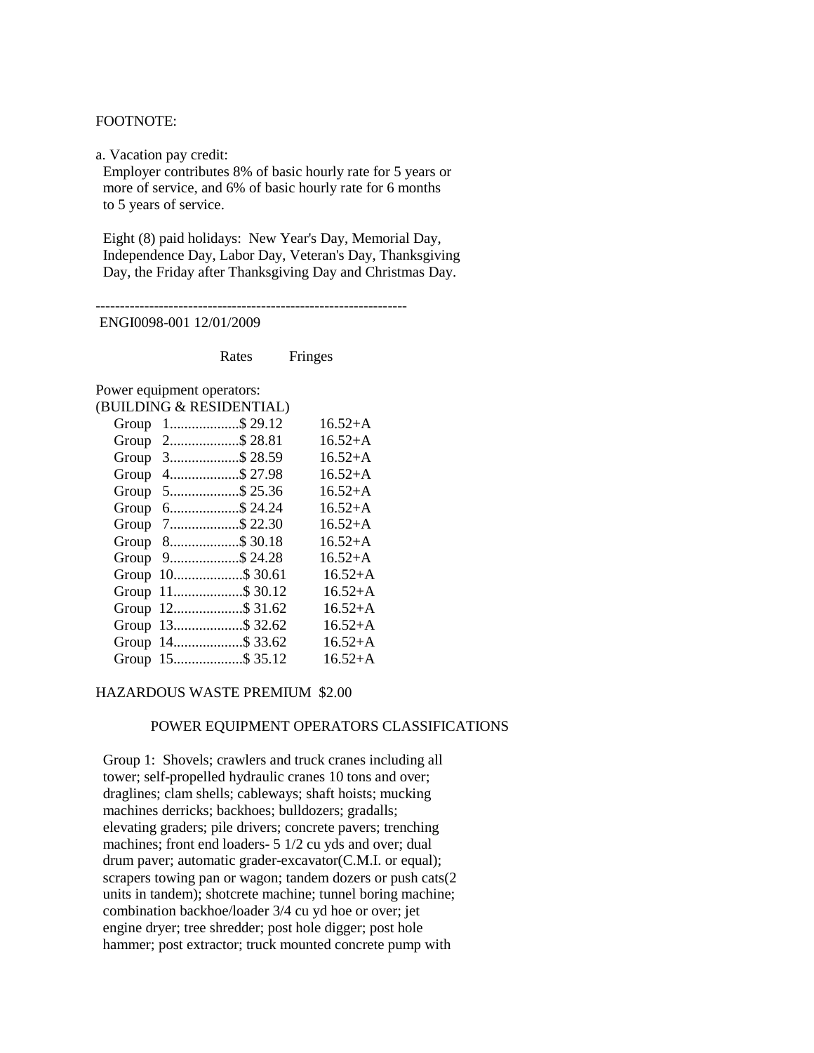FOOTNOTE:

a. Vacation pay credit:
Employer contributes 8% of basic hourly rate for 5 years or more of service, and 6% of basic hourly rate for 6 months to 5 years of service.

Eight (8) paid holidays: New Year's Day, Memorial Day, Independence Day, Labor Day, Veteran's Day, Thanksgiving Day, the Friday after Thanksgiving Day and Christmas Day.

---

ENGI0098-001 12/01/2009

| | Rates | Fringes |
|---|---|---|
| Power equipment operators: (BUILDING & RESIDENTIAL) | | |
| Group 1 | $ 29.12 | 16.52+A |
| Group 2 | $ 28.81 | 16.52+A |
| Group 3 | $ 28.59 | 16.52+A |
| Group 4 | $ 27.98 | 16.52+A |
| Group 5 | $ 25.36 | 16.52+A |
| Group 6 | $ 24.24 | 16.52+A |
| Group 7 | $ 22.30 | 16.52+A |
| Group 8 | $ 30.18 | 16.52+A |
| Group 9 | $ 24.28 | 16.52+A |
| Group 10 | $ 30.61 | 16.52+A |
| Group 11 | $ 30.12 | 16.52+A |
| Group 12 | $ 31.62 | 16.52+A |
| Group 13 | $ 32.62 | 16.52+A |
| Group 14 | $ 33.62 | 16.52+A |
| Group 15 | $ 35.12 | 16.52+A |

HAZARDOUS WASTE PREMIUM $2.00

POWER EQUIPMENT OPERATORS CLASSIFICATIONS

Group 1: Shovels; crawlers and truck cranes including all tower; self-propelled hydraulic cranes 10 tons and over; draglines; clam shells; cableways; shaft hoists; mucking machines derricks; backhoes; bulldozers; gradalls; elevating graders; pile drivers; concrete pavers; trenching machines; front end loaders- 5 1/2 cu yds and over; dual drum paver; automatic grader-excavator(C.M.I. or equal); scrapers towing pan or wagon; tandem dozers or push cats(2 units in tandem); shotcrete machine; tunnel boring machine; combination backhoe/loader 3/4 cu yd hoe or over; jet engine dryer; tree shredder; post hole digger; post hole hammer; post extractor; truck mounted concrete pump with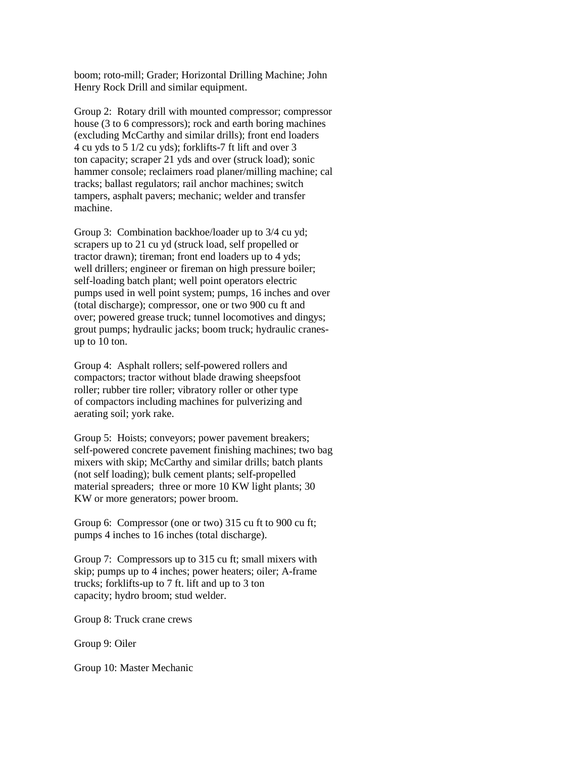boom; roto-mill; Grader; Horizontal Drilling Machine; John Henry Rock Drill and similar equipment.

Group 2: Rotary drill with mounted compressor; compressor house (3 to 6 compressors); rock and earth boring machines (excluding McCarthy and similar drills); front end loaders 4 cu yds to 5 1/2 cu yds); forklifts-7 ft lift and over 3 ton capacity; scraper 21 yds and over (struck load); sonic hammer console; reclaimers road planer/milling machine; cal tracks; ballast regulators; rail anchor machines; switch tampers, asphalt pavers; mechanic; welder and transfer machine.

Group 3: Combination backhoe/loader up to 3/4 cu yd; scrapers up to 21 cu yd (struck load, self propelled or tractor drawn); tireman; front end loaders up to 4 yds; well drillers; engineer or fireman on high pressure boiler; self-loading batch plant; well point operators electric pumps used in well point system; pumps, 16 inches and over (total discharge); compressor, one or two 900 cu ft and over; powered grease truck; tunnel locomotives and dingys; grout pumps; hydraulic jacks; boom truck; hydraulic cranes-up to 10 ton.

Group 4: Asphalt rollers; self-powered rollers and compactors; tractor without blade drawing sheepsfoot roller; rubber tire roller; vibratory roller or other type of compactors including machines for pulverizing and aerating soil; york rake.

Group 5: Hoists; conveyors; power pavement breakers; self-powered concrete pavement finishing machines; two bag mixers with skip; McCarthy and similar drills; batch plants (not self loading); bulk cement plants; self-propelled material spreaders; three or more 10 KW light plants; 30 KW or more generators; power broom.

Group 6: Compressor (one or two) 315 cu ft to 900 cu ft; pumps 4 inches to 16 inches (total discharge).

Group 7: Compressors up to 315 cu ft; small mixers with skip; pumps up to 4 inches; power heaters; oiler; A-frame trucks; forklifts-up to 7 ft. lift and up to 3 ton capacity; hydro broom; stud welder.

Group 8: Truck crane crews

Group 9: Oiler

Group 10: Master Mechanic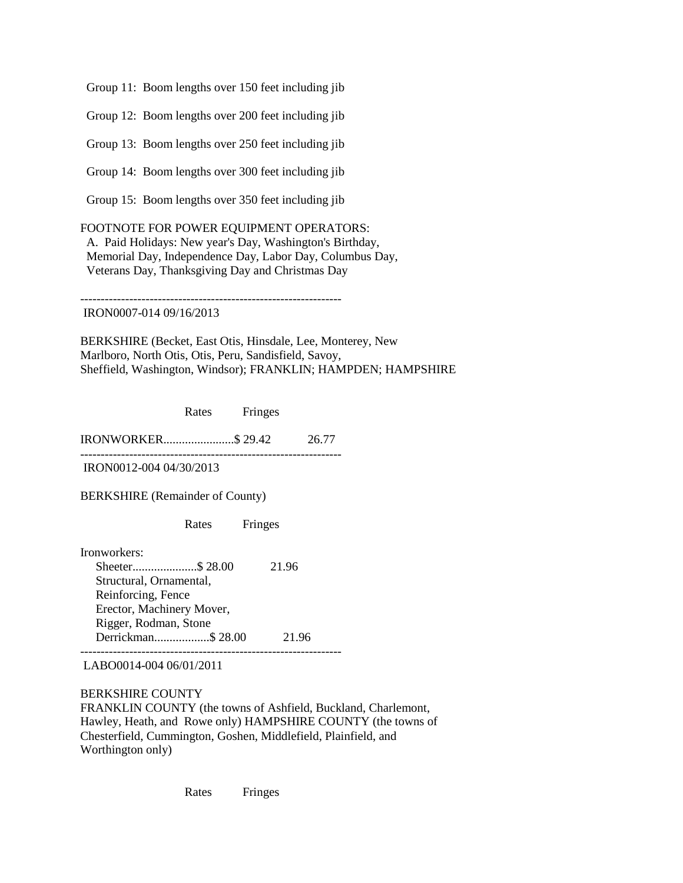Group 11: Boom lengths over 150 feet including jib

Group 12: Boom lengths over 200 feet including jib

Group 13: Boom lengths over 250 feet including jib

Group 14: Boom lengths over 300 feet including jib

Group 15: Boom lengths over 350 feet including jib

FOOTNOTE FOR POWER EQUIPMENT OPERATORS:
A. Paid Holidays: New year's Day, Washington's Birthday, Memorial Day, Independence Day, Labor Day, Columbus Day, Veterans Day, Thanksgiving Day and Christmas Day

---

IRON0007-014 09/16/2013

BERKSHIRE (Becket, East Otis, Hinsdale, Lee, Monterey, New Marlboro, North Otis, Otis, Peru, Sandisfield, Savoy, Sheffield, Washington, Windsor); FRANKLIN; HAMPDEN; HAMPSHIRE

| | Rates | Fringes |
|---|---|---|
| IRONWORKER | $ 29.42 | 26.77 |

---

IRON0012-004 04/30/2013

BERKSHIRE (Remainder of County)

| | Rates | Fringes |
|---|---|---|
| Ironworkers: | | |
| Sheeter | $ 28.00 | 21.96 |
| Structural, Ornamental, Reinforcing, Fence Erector, Machinery Mover, Rigger, Rodman, Stone Derrickman | $ 28.00 | 21.96 |

---

LABO0014-004 06/01/2011

BERKSHIRE COUNTY
FRANKLIN COUNTY (the towns of Ashfield, Buckland, Charlemont, Hawley, Heath, and Rowe only) HAMPSHIRE COUNTY (the towns of Chesterfield, Cummington, Goshen, Middlefield, Plainfield, and Worthington only)

| | Rates | Fringes |
|---|---|---|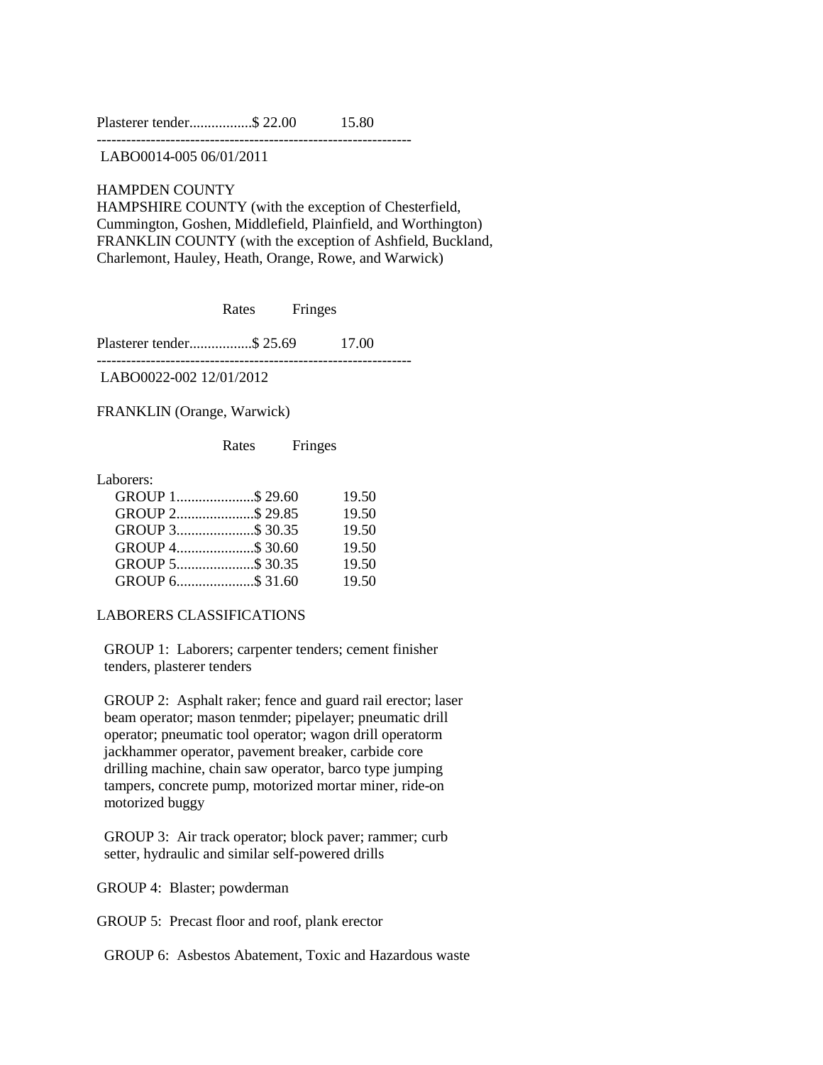| | Rates | Fringes |
|---|---|---|
| Plasterer tender | $ 22.00 | 15.80 |

---

LABO0014-005 06/01/2011

HAMPDEN COUNTY
HAMPSHIRE COUNTY (with the exception of Chesterfield, Cummington, Goshen, Middlefield, Plainfield, and Worthington)
FRANKLIN COUNTY (with the exception of Ashfield, Buckland, Charlemont, Hauley, Heath, Orange, Rowe, and Warwick)

| | Rates | Fringes |
|---|---|---|
| Plasterer tender | $ 25.69 | 17.00 |

---

LABO0022-002 12/01/2012

FRANKLIN (Orange, Warwick)

| | Rates | Fringes |
|---|---|---|
| Laborers: | | |
| GROUP 1 | $ 29.60 | 19.50 |
| GROUP 2 | $ 29.85 | 19.50 |
| GROUP 3 | $ 30.35 | 19.50 |
| GROUP 4 | $ 30.60 | 19.50 |
| GROUP 5 | $ 30.35 | 19.50 |
| GROUP 6 | $ 31.60 | 19.50 |

LABORERS CLASSIFICATIONS

GROUP 1: Laborers; carpenter tenders; cement finisher tenders, plasterer tenders

GROUP 2: Asphalt raker; fence and guard rail erector; laser beam operator; mason tenmder; pipelayer; pneumatic drill operator; pneumatic tool operator; wagon drill operatorm jackhammer operator, pavement breaker, carbide core drilling machine, chain saw operator, barco type jumping tampers, concrete pump, motorized mortar miner, ride-on motorized buggy

GROUP 3: Air track operator; block paver; rammer; curb setter, hydraulic and similar self-powered drills

GROUP 4: Blaster; powderman

GROUP 5: Precast floor and roof, plank erector

GROUP 6: Asbestos Abatement, Toxic and Hazardous waste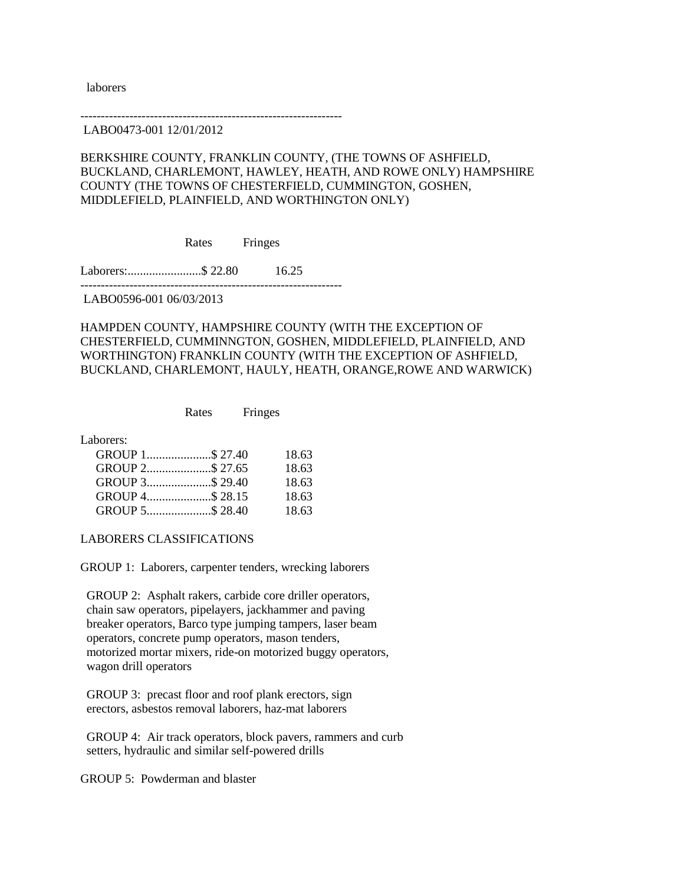laborers

----------------------------------------------------------------

LABO0473-001 12/01/2012

BERKSHIRE COUNTY, FRANKLIN COUNTY, (THE TOWNS OF ASHFIELD, BUCKLAND, CHARLEMONT, HAWLEY, HEATH, AND ROWE ONLY) HAMPSHIRE COUNTY (THE TOWNS OF CHESTERFIELD, CUMMINGTON, GOSHEN, MIDDLEFIELD, PLAINFIELD, AND WORTHINGTON ONLY)

| | Rates | Fringes |
|---|---|---|
| Laborers:........................ | $ 22.80 | 16.25 |

----------------------------------------------------------------

LABO0596-001 06/03/2013

HAMPDEN COUNTY, HAMPSHIRE COUNTY (WITH THE EXCEPTION OF CHESTERFIELD, CUMMINNGTON, GOSHEN, MIDDLEFIELD, PLAINFIELD, AND WORTHINGTON) FRANKLIN COUNTY (WITH THE EXCEPTION OF ASHFIELD, BUCKLAND, CHARLEMONT, HAULY, HEATH, ORANGE,ROWE AND WARWICK)

| | Rates | Fringes |
|---|---|---|
| Laborers: | | |
| GROUP 1..................... | $ 27.40 | 18.63 |
| GROUP 2..................... | $ 27.65 | 18.63 |
| GROUP 3..................... | $ 29.40 | 18.63 |
| GROUP 4..................... | $ 28.15 | 18.63 |
| GROUP 5..................... | $ 28.40 | 18.63 |

LABORERS CLASSIFICATIONS

GROUP 1: Laborers, carpenter tenders, wrecking laborers

GROUP 2: Asphalt rakers, carbide core driller operators, chain saw operators, pipelayers, jackhammer and paving breaker operators, Barco type jumping tampers, laser beam operators, concrete pump operators, mason tenders, motorized mortar mixers, ride-on motorized buggy operators, wagon drill operators

GROUP 3: precast floor and roof plank erectors, sign erectors, asbestos removal laborers, haz-mat laborers

GROUP 4: Air track operators, block pavers, rammers and curb setters, hydraulic and similar self-powered drills

GROUP 5: Powderman and blaster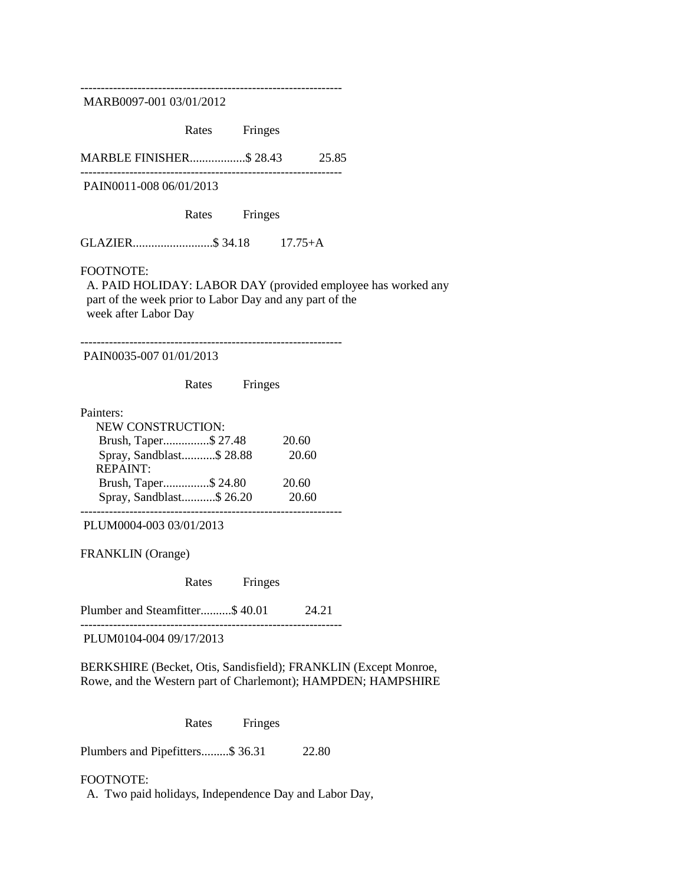----------------------------------------------------------------

MARB0097-001 03/01/2012

| | Rates | Fringes |
|---|---|---|
| MARBLE FINISHER | $ 28.43 | 25.85 |

----------------------------------------------------------------

PAIN0011-008 06/01/2013

| | Rates | Fringes |
|---|---|---|
| GLAZIER | $ 34.18 | 17.75+A |

FOOTNOTE:

A. PAID HOLIDAY: LABOR DAY (provided employee has worked any part of the week prior to Labor Day and any part of the week after Labor Day

----------------------------------------------------------------

PAIN0035-007 01/01/2013

| | Rates | Fringes |
|---|---|---|
| Painters: | | |
| NEW CONSTRUCTION: | | |
| Brush, Taper | $ 27.48 | 20.60 |
| Spray, Sandblast | $ 28.88 | 20.60 |
| REPAINT: | | |
| Brush, Taper | $ 24.80 | 20.60 |
| Spray, Sandblast | $ 26.20 | 20.60 |

----------------------------------------------------------------

PLUM0004-003 03/01/2013

FRANKLIN (Orange)

| | Rates | Fringes |
|---|---|---|
| Plumber and Steamfitter | $ 40.01 | 24.21 |

----------------------------------------------------------------

PLUM0104-004 09/17/2013

BERKSHIRE (Becket, Otis, Sandisfield); FRANKLIN (Except Monroe, Rowe, and the Western part of Charlemont); HAMPDEN; HAMPSHIRE

| | Rates | Fringes |
|---|---|---|
| Plumbers and Pipefitters | $ 36.31 | 22.80 |

FOOTNOTE:

A. Two paid holidays, Independence Day and Labor Day,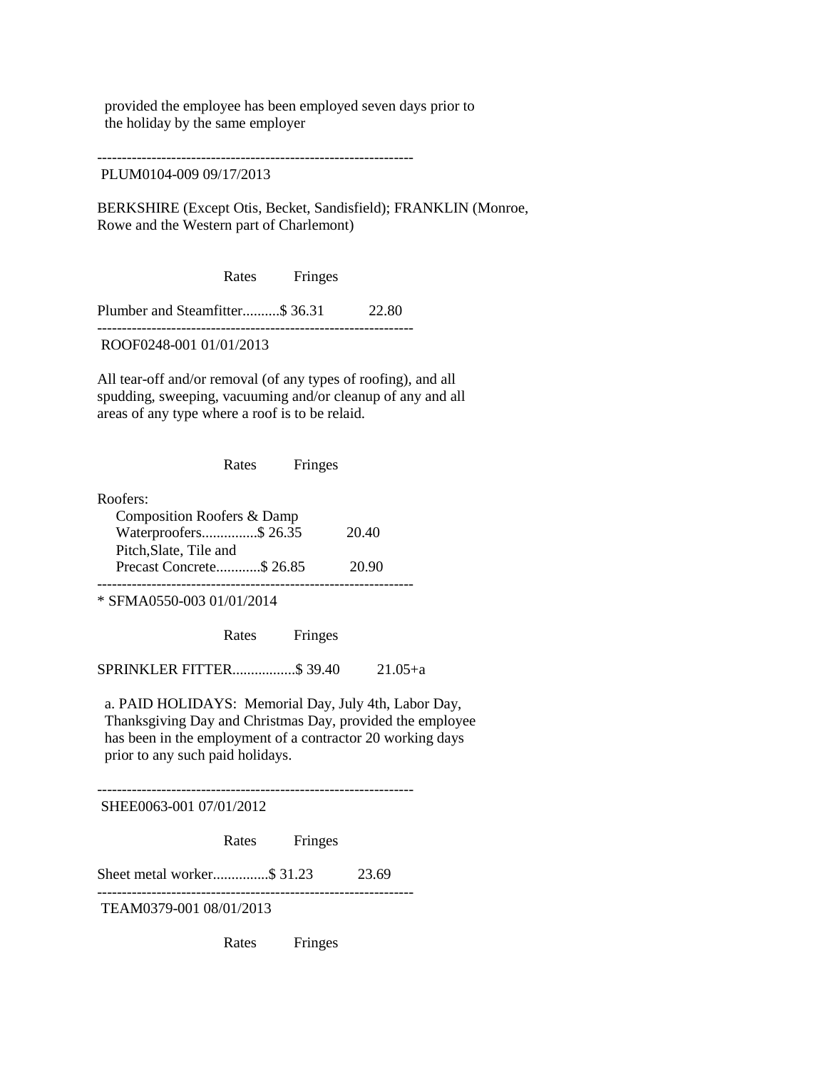provided the employee has been employed seven days prior to the holiday by the same employer

----------------------------------------------------------------

PLUM0104-009 09/17/2013

BERKSHIRE (Except Otis, Becket, Sandisfield); FRANKLIN (Monroe, Rowe and the Western part of Charlemont)

| | Rates | Fringes |
|---|---|---|
| Plumber and Steamfitter | $ 36.31 | 22.80 |

----------------------------------------------------------------

ROOF0248-001 01/01/2013

All tear-off and/or removal (of any types of roofing), and all spudding, sweeping, vacuuming and/or cleanup of any and all areas of any type where a roof is to be relaid.

| | Rates | Fringes |
|---|---|---|
| Roofers: | | |
| Composition Roofers & Damp Waterproofers | $ 26.35 | 20.40 |
| Pitch,Slate, Tile and Precast Concrete | $ 26.85 | 20.90 |

----------------------------------------------------------------

* SFMA0550-003 01/01/2014

| | Rates | Fringes |
|---|---|---|
| SPRINKLER FITTER | $ 39.40 | 21.05+a |

a. PAID HOLIDAYS: Memorial Day, July 4th, Labor Day, Thanksgiving Day and Christmas Day, provided the employee has been in the employment of a contractor 20 working days prior to any such paid holidays.

----------------------------------------------------------------

SHEE0063-001 07/01/2012

| | Rates | Fringes |
|---|---|---|
| Sheet metal worker | $ 31.23 | 23.69 |

----------------------------------------------------------------

TEAM0379-001 08/01/2013

| | Rates | Fringes |
|---|---|---|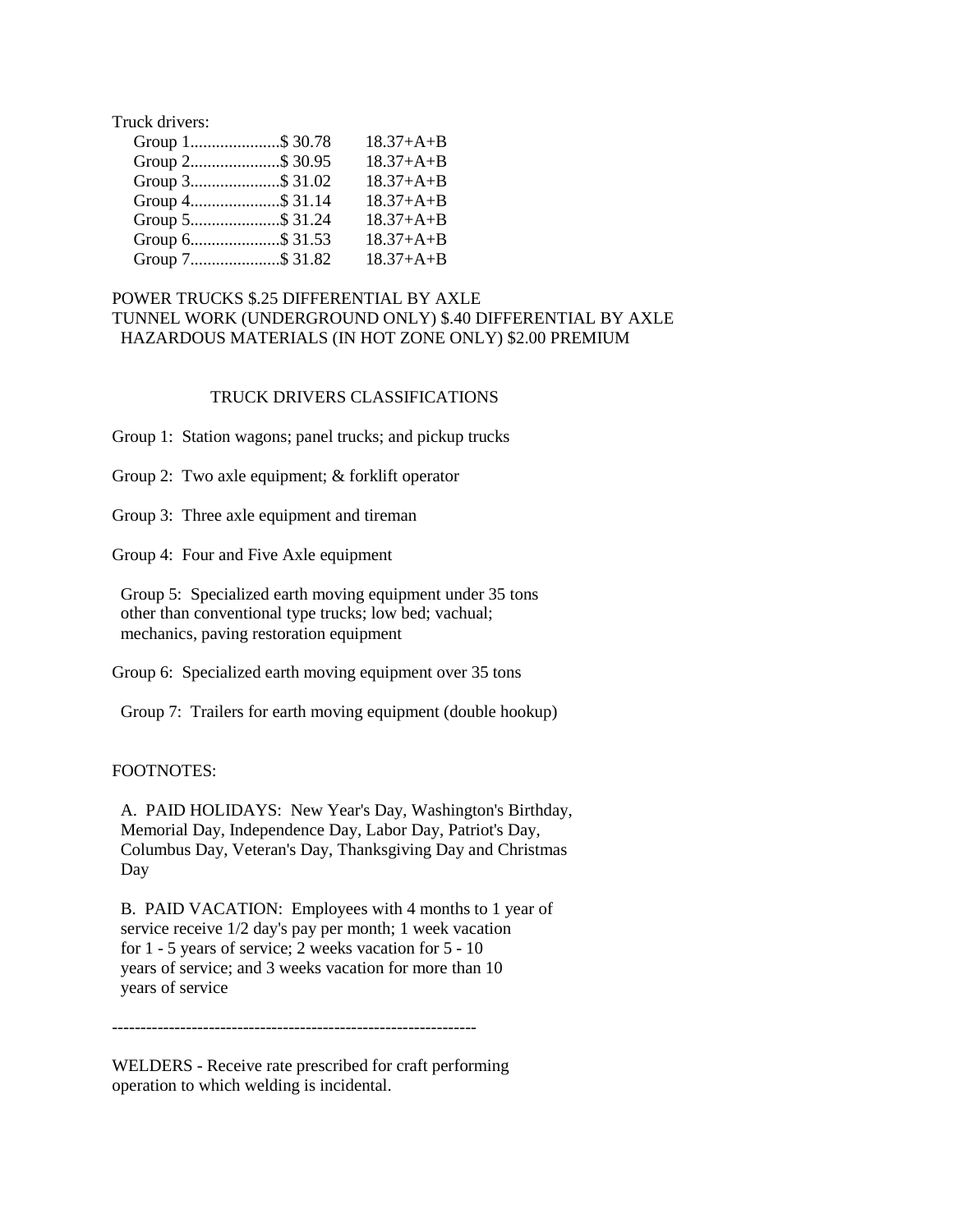Truck drivers:

| | Rates | Fringes |
|---|---|---|
| Group 1 | $ 30.78 | 18.37+A+B |
| Group 2 | $ 30.95 | 18.37+A+B |
| Group 3 | $ 31.02 | 18.37+A+B |
| Group 4 | $ 31.14 | 18.37+A+B |
| Group 5 | $ 31.24 | 18.37+A+B |
| Group 6 | $ 31.53 | 18.37+A+B |
| Group 7 | $ 31.82 | 18.37+A+B |

POWER TRUCKS $.25 DIFFERENTIAL BY AXLE
TUNNEL WORK (UNDERGROUND ONLY) $.40 DIFFERENTIAL BY AXLE
HAZARDOUS MATERIALS (IN HOT ZONE ONLY) $2.00 PREMIUM

TRUCK DRIVERS CLASSIFICATIONS

Group 1: Station wagons; panel trucks; and pickup trucks

Group 2: Two axle equipment; & forklift operator

Group 3: Three axle equipment and tireman

Group 4: Four and Five Axle equipment

Group 5: Specialized earth moving equipment under 35 tons other than conventional type trucks; low bed; vachual; mechanics, paving restoration equipment

Group 6: Specialized earth moving equipment over 35 tons

Group 7: Trailers for earth moving equipment (double hookup)

FOOTNOTES:

A. PAID HOLIDAYS: New Year's Day, Washington's Birthday, Memorial Day, Independence Day, Labor Day, Patriot's Day, Columbus Day, Veteran's Day, Thanksgiving Day and Christmas Day

B. PAID VACATION: Employees with 4 months to 1 year of service receive 1/2 day's pay per month; 1 week vacation for 1 - 5 years of service; 2 weeks vacation for 5 - 10 years of service; and 3 weeks vacation for more than 10 years of service

----------------------------------------------------------------

WELDERS - Receive rate prescribed for craft performing operation to which welding is incidental.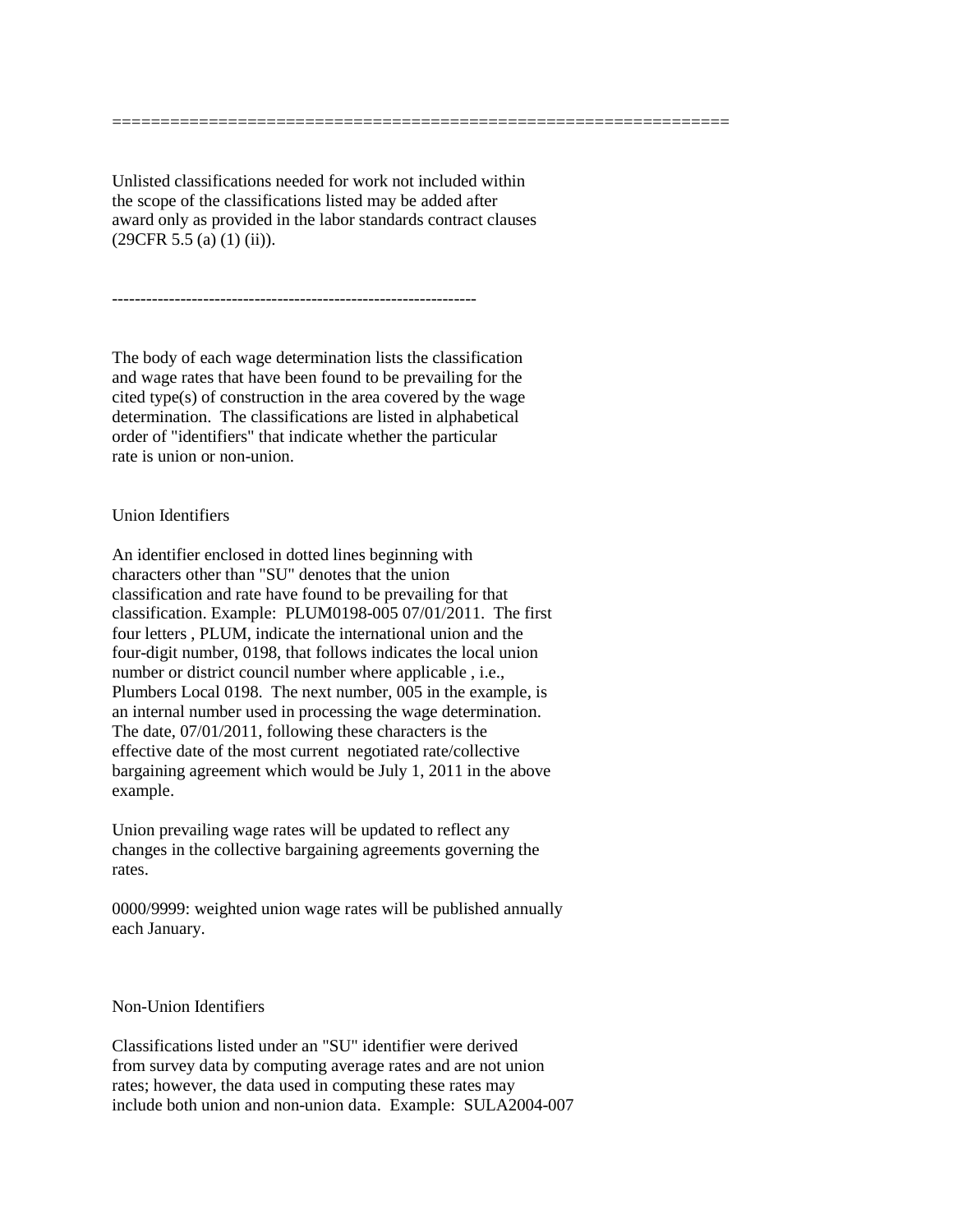================================================================

Unlisted classifications needed for work not included within the scope of the classifications listed may be added after award only as provided in the labor standards contract clauses (29CFR 5.5 (a) (1) (ii)).

----------------------------------------------------------------

The body of each wage determination lists the classification and wage rates that have been found to be prevailing for the cited type(s) of construction in the area covered by the wage determination. The classifications are listed in alphabetical order of "identifiers" that indicate whether the particular rate is union or non-union.

Union Identifiers

An identifier enclosed in dotted lines beginning with characters other than "SU" denotes that the union classification and rate have found to be prevailing for that classification. Example: PLUM0198-005 07/01/2011. The first four letters , PLUM, indicate the international union and the four-digit number, 0198, that follows indicates the local union number or district council number where applicable , i.e., Plumbers Local 0198. The next number, 005 in the example, is an internal number used in processing the wage determination. The date, 07/01/2011, following these characters is the effective date of the most current negotiated rate/collective bargaining agreement which would be July 1, 2011 in the above example.

Union prevailing wage rates will be updated to reflect any changes in the collective bargaining agreements governing the rates.

0000/9999: weighted union wage rates will be published annually each January.

Non-Union Identifiers

Classifications listed under an "SU" identifier were derived from survey data by computing average rates and are not union rates; however, the data used in computing these rates may include both union and non-union data. Example: SULA2004-007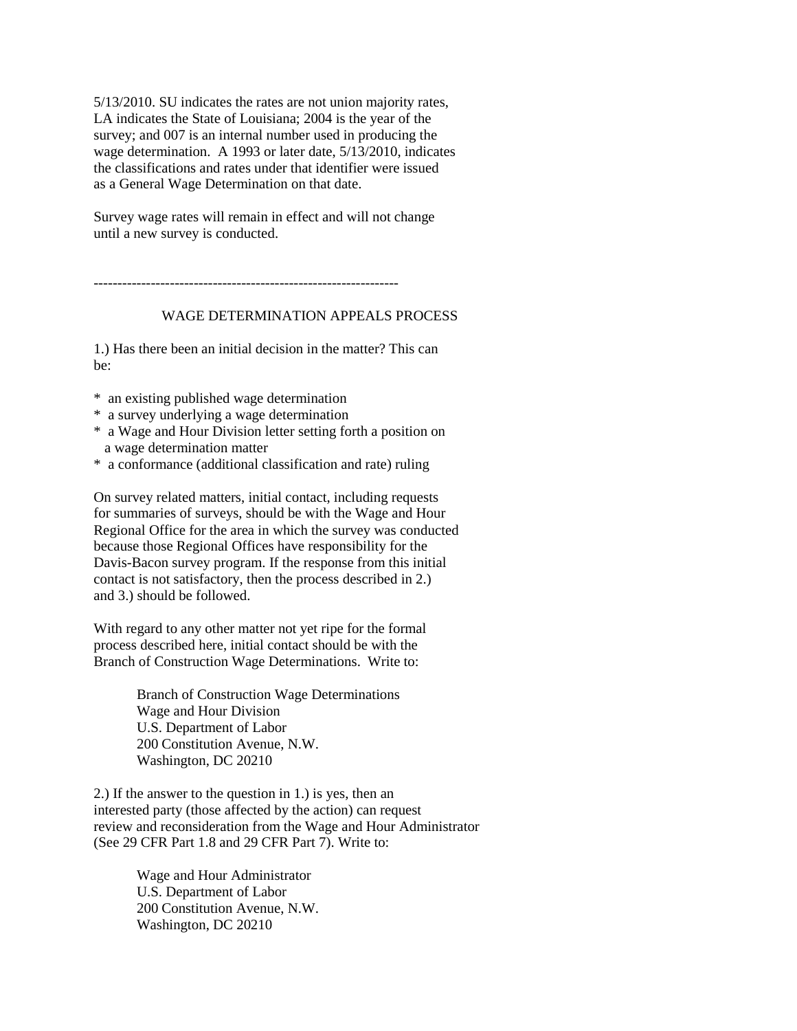5/13/2010. SU indicates the rates are not union majority rates, LA indicates the State of Louisiana; 2004 is the year of the survey; and 007 is an internal number used in producing the wage determination. A 1993 or later date, 5/13/2010, indicates the classifications and rates under that identifier were issued as a General Wage Determination on that date.

Survey wage rates will remain in effect and will not change until a new survey is conducted.

----------------------------------------------------------------

## WAGE DETERMINATION APPEALS PROCESS

1.) Has there been an initial decision in the matter? This can be:

* an existing published wage determination
* a survey underlying a wage determination
* a Wage and Hour Division letter setting forth a position on a wage determination matter
* a conformance (additional classification and rate) ruling

On survey related matters, initial contact, including requests for summaries of surveys, should be with the Wage and Hour Regional Office for the area in which the survey was conducted because those Regional Offices have responsibility for the Davis-Bacon survey program. If the response from this initial contact is not satisfactory, then the process described in 2.) and 3.) should be followed.

With regard to any other matter not yet ripe for the formal process described here, initial contact should be with the Branch of Construction Wage Determinations. Write to:

Branch of Construction Wage Determinations
Wage and Hour Division
U.S. Department of Labor
200 Constitution Avenue, N.W.
Washington, DC 20210

2.) If the answer to the question in 1.) is yes, then an interested party (those affected by the action) can request review and reconsideration from the Wage and Hour Administrator (See 29 CFR Part 1.8 and 29 CFR Part 7). Write to:

Wage and Hour Administrator
U.S. Department of Labor
200 Constitution Avenue, N.W.
Washington, DC 20210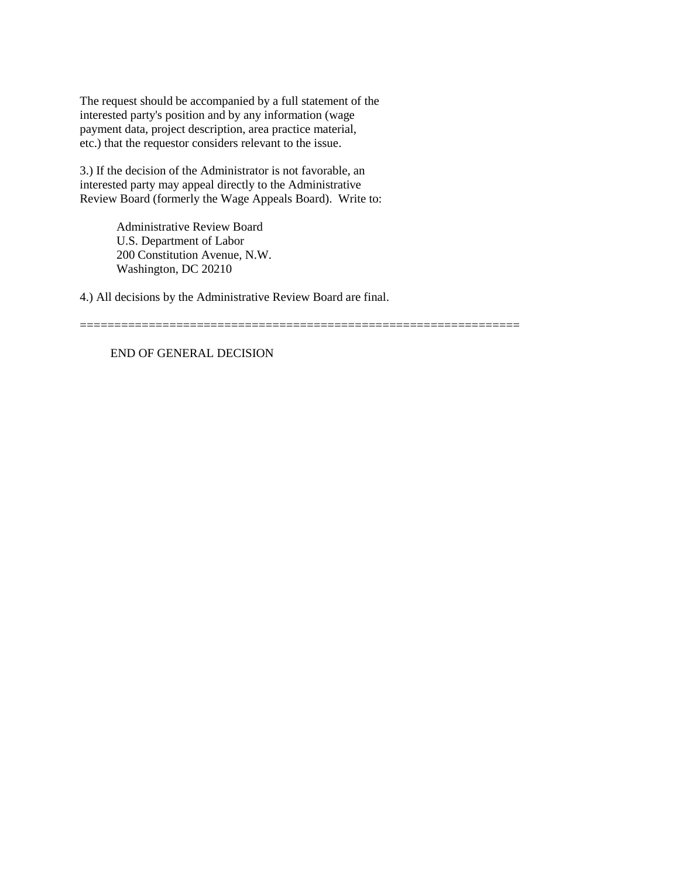The request should be accompanied by a full statement of the interested party's position and by any information (wage payment data, project description, area practice material, etc.) that the requestor considers relevant to the issue.

3.) If the decision of the Administrator is not favorable, an interested party may appeal directly to the Administrative Review Board (formerly the Wage Appeals Board). Write to:

Administrative Review Board  
U.S. Department of Labor  
200 Constitution Avenue, N.W.  
Washington, DC 20210

4.) All decisions by the Administrative Review Board are final.

================================================================

END OF GENERAL DECISION